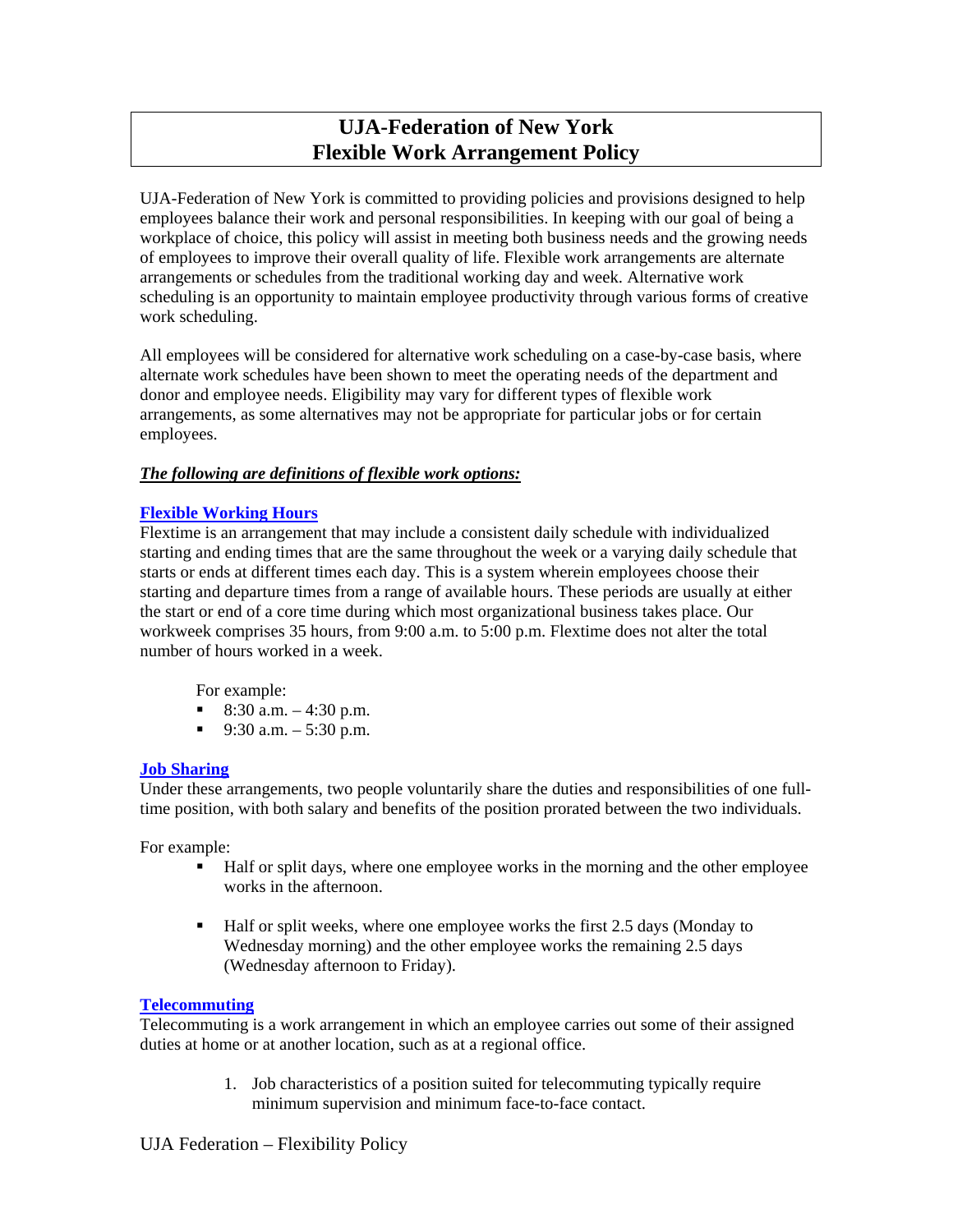# UJA-Federation of New York
# Flexible Work Arrangement Policy

UJA-Federation of New York is committed to providing policies and provisions designed to help employees balance their work and personal responsibilities. In keeping with our goal of being a workplace of choice, this policy will assist in meeting both business needs and the growing needs of employees to improve their overall quality of life. Flexible work arrangements are alternate arrangements or schedules from the traditional working day and week. Alternative work scheduling is an opportunity to maintain employee productivity through various forms of creative work scheduling.

All employees will be considered for alternative work scheduling on a case-by-case basis, where alternate work schedules have been shown to meet the operating needs of the department and donor and employee needs. Eligibility may vary for different types of flexible work arrangements, as some alternatives may not be appropriate for particular jobs or for certain employees.

***The following are definitions of flexible work options:***

## Flexible Working Hours

Flextime is an arrangement that may include a consistent daily schedule with individualized starting and ending times that are the same throughout the week or a varying daily schedule that starts or ends at different times each day. This is a system wherein employees choose their starting and departure times from a range of available hours. These periods are usually at either the start or end of a core time during which most organizational business takes place. Our workweek comprises 35 hours, from 9:00 a.m. to 5:00 p.m. Flextime does not alter the total number of hours worked in a week.

For example:

- 8:30 a.m. – 4:30 p.m.
- 9:30 a.m. – 5:30 p.m.

## Job Sharing

Under these arrangements, two people voluntarily share the duties and responsibilities of one full-time position, with both salary and benefits of the position prorated between the two individuals.

For example:

- Half or split days, where one employee works in the morning and the other employee works in the afternoon.
- Half or split weeks, where one employee works the first 2.5 days (Monday to Wednesday morning) and the other employee works the remaining 2.5 days (Wednesday afternoon to Friday).

## Telecommuting

Telecommuting is a work arrangement in which an employee carries out some of their assigned duties at home or at another location, such as at a regional office.

1. Job characteristics of a position suited for telecommuting typically require minimum supervision and minimum face-to-face contact.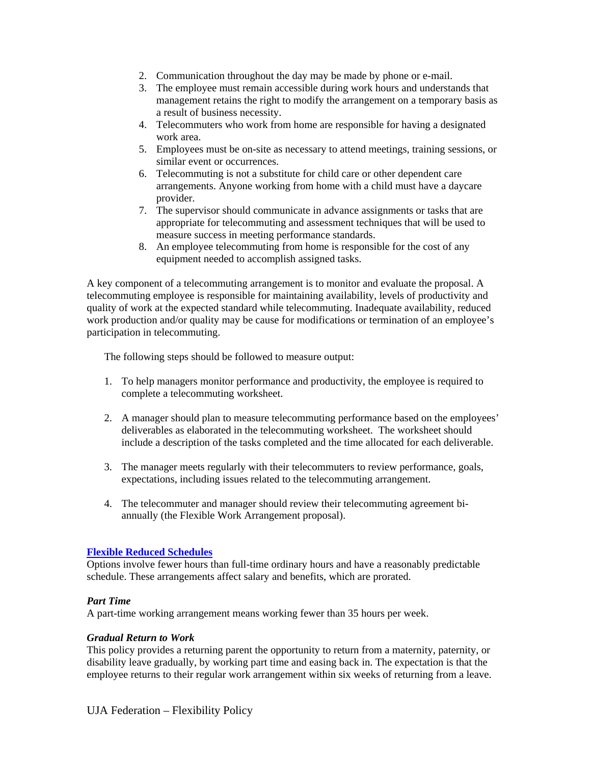2. Communication throughout the day may be made by phone or e-mail.
3. The employee must remain accessible during work hours and understands that management retains the right to modify the arrangement on a temporary basis as a result of business necessity.
4. Telecommuters who work from home are responsible for having a designated work area.
5. Employees must be on-site as necessary to attend meetings, training sessions, or similar event or occurrences.
6. Telecommuting is not a substitute for child care or other dependent care arrangements. Anyone working from home with a child must have a daycare provider.
7. The supervisor should communicate in advance assignments or tasks that are appropriate for telecommuting and assessment techniques that will be used to measure success in meeting performance standards.
8. An employee telecommuting from home is responsible for the cost of any equipment needed to accomplish assigned tasks.

A key component of a telecommuting arrangement is to monitor and evaluate the proposal. A telecommuting employee is responsible for maintaining availability, levels of productivity and quality of work at the expected standard while telecommuting. Inadequate availability, reduced work production and/or quality may be cause for modifications or termination of an employee's participation in telecommuting.

The following steps should be followed to measure output:

1. To help managers monitor performance and productivity, the employee is required to complete a telecommuting worksheet.

2. A manager should plan to measure telecommuting performance based on the employees' deliverables as elaborated in the telecommuting worksheet. The worksheet should include a description of the tasks completed and the time allocated for each deliverable.

3. The manager meets regularly with their telecommuters to review performance, goals, expectations, including issues related to the telecommuting arrangement.

4. The telecommuter and manager should review their telecommuting agreement bi-annually (the Flexible Work Arrangement proposal).

**Flexible Reduced Schedules**

Options involve fewer hours than full-time ordinary hours and have a reasonably predictable schedule. These arrangements affect salary and benefits, which are prorated.

***Part Time***

A part-time working arrangement means working fewer than 35 hours per week.

***Gradual Return to Work***

This policy provides a returning parent the opportunity to return from a maternity, paternity, or disability leave gradually, by working part time and easing back in. The expectation is that the employee returns to their regular work arrangement within six weeks of returning from a leave.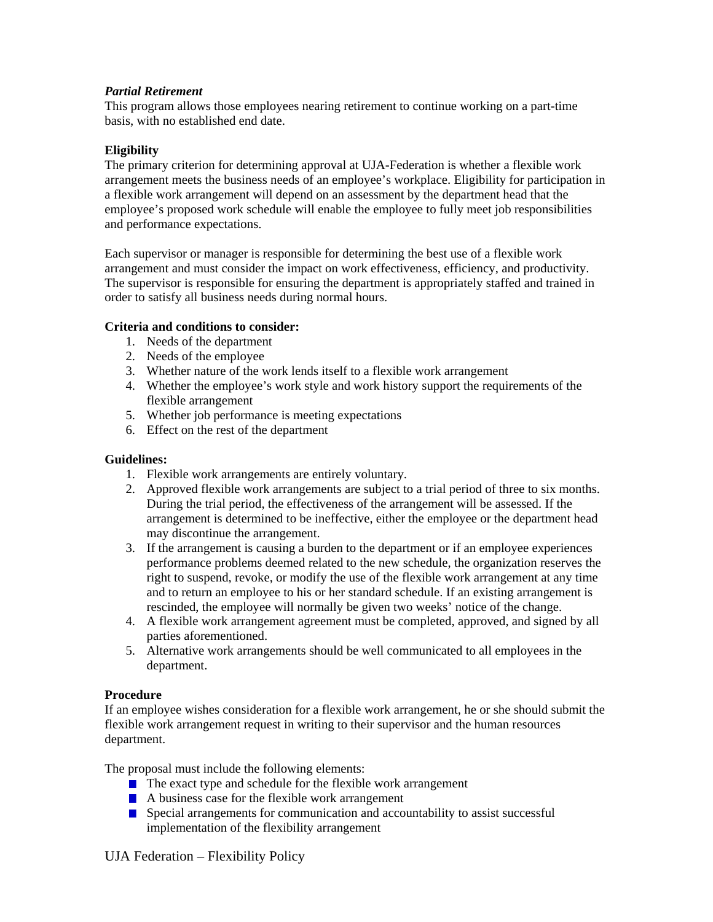***Partial Retirement***

This program allows those employees nearing retirement to continue working on a part-time basis, with no established end date.

**Eligibility**

The primary criterion for determining approval at UJA-Federation is whether a flexible work arrangement meets the business needs of an employee's workplace. Eligibility for participation in a flexible work arrangement will depend on an assessment by the department head that the employee's proposed work schedule will enable the employee to fully meet job responsibilities and performance expectations.

Each supervisor or manager is responsible for determining the best use of a flexible work arrangement and must consider the impact on work effectiveness, efficiency, and productivity. The supervisor is responsible for ensuring the department is appropriately staffed and trained in order to satisfy all business needs during normal hours.

**Criteria and conditions to consider:**

1. Needs of the department
2. Needs of the employee
3. Whether nature of the work lends itself to a flexible work arrangement
4. Whether the employee's work style and work history support the requirements of the flexible arrangement
5. Whether job performance is meeting expectations
6. Effect on the rest of the department

**Guidelines:**

1. Flexible work arrangements are entirely voluntary.
2. Approved flexible work arrangements are subject to a trial period of three to six months. During the trial period, the effectiveness of the arrangement will be assessed. If the arrangement is determined to be ineffective, either the employee or the department head may discontinue the arrangement.
3. If the arrangement is causing a burden to the department or if an employee experiences performance problems deemed related to the new schedule, the organization reserves the right to suspend, revoke, or modify the use of the flexible work arrangement at any time and to return an employee to his or her standard schedule. If an existing arrangement is rescinded, the employee will normally be given two weeks' notice of the change.
4. A flexible work arrangement agreement must be completed, approved, and signed by all parties aforementioned.
5. Alternative work arrangements should be well communicated to all employees in the department.

**Procedure**

If an employee wishes consideration for a flexible work arrangement, he or she should submit the flexible work arrangement request in writing to their supervisor and the human resources department.

The proposal must include the following elements:

- The exact type and schedule for the flexible work arrangement
- A business case for the flexible work arrangement
- Special arrangements for communication and accountability to assist successful implementation of the flexibility arrangement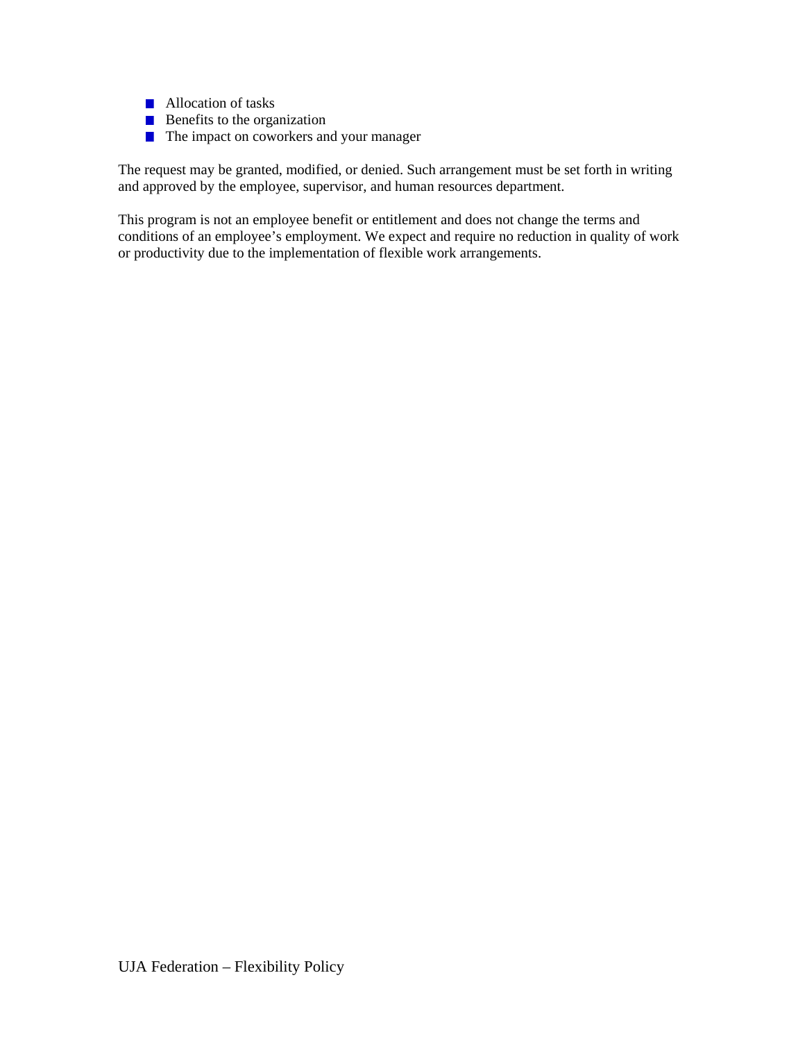- Allocation of tasks
- Benefits to the organization
- The impact on coworkers and your manager

The request may be granted, modified, or denied. Such arrangement must be set forth in writing and approved by the employee, supervisor, and human resources department.

This program is not an employee benefit or entitlement and does not change the terms and conditions of an employee's employment. We expect and require no reduction in quality of work or productivity due to the implementation of flexible work arrangements.